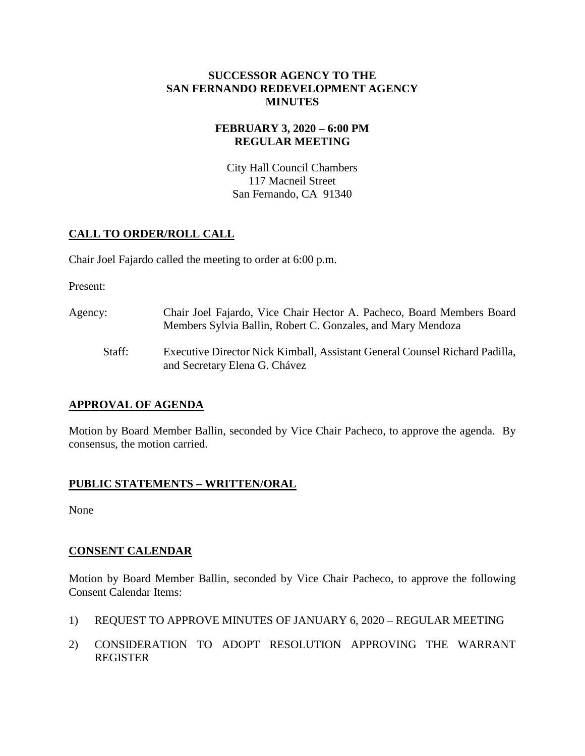**SUCCESSOR AGENCY TO THE**
**SAN FERNANDO REDEVELOPMENT AGENCY**
**MINUTES**

**FEBRUARY 3, 2020 – 6:00 PM**
**REGULAR MEETING**

City Hall Council Chambers
117 Macneil Street
San Fernando, CA 91340

## CALL TO ORDER/ROLL CALL

Chair Joel Fajardo called the meeting to order at 6:00 p.m.

Present:

Agency: Chair Joel Fajardo, Vice Chair Hector A. Pacheco, Board Members Board Members Sylvia Ballin, Robert C. Gonzales, and Mary Mendoza

Staff: Executive Director Nick Kimball, Assistant General Counsel Richard Padilla, and Secretary Elena G. Chávez

## APPROVAL OF AGENDA

Motion by Board Member Ballin, seconded by Vice Chair Pacheco, to approve the agenda. By consensus, the motion carried.

## PUBLIC STATEMENTS – WRITTEN/ORAL

None

## CONSENT CALENDAR

Motion by Board Member Ballin, seconded by Vice Chair Pacheco, to approve the following Consent Calendar Items:

1) REQUEST TO APPROVE MINUTES OF JANUARY 6, 2020 – REGULAR MEETING

2) CONSIDERATION TO ADOPT RESOLUTION APPROVING THE WARRANT REGISTER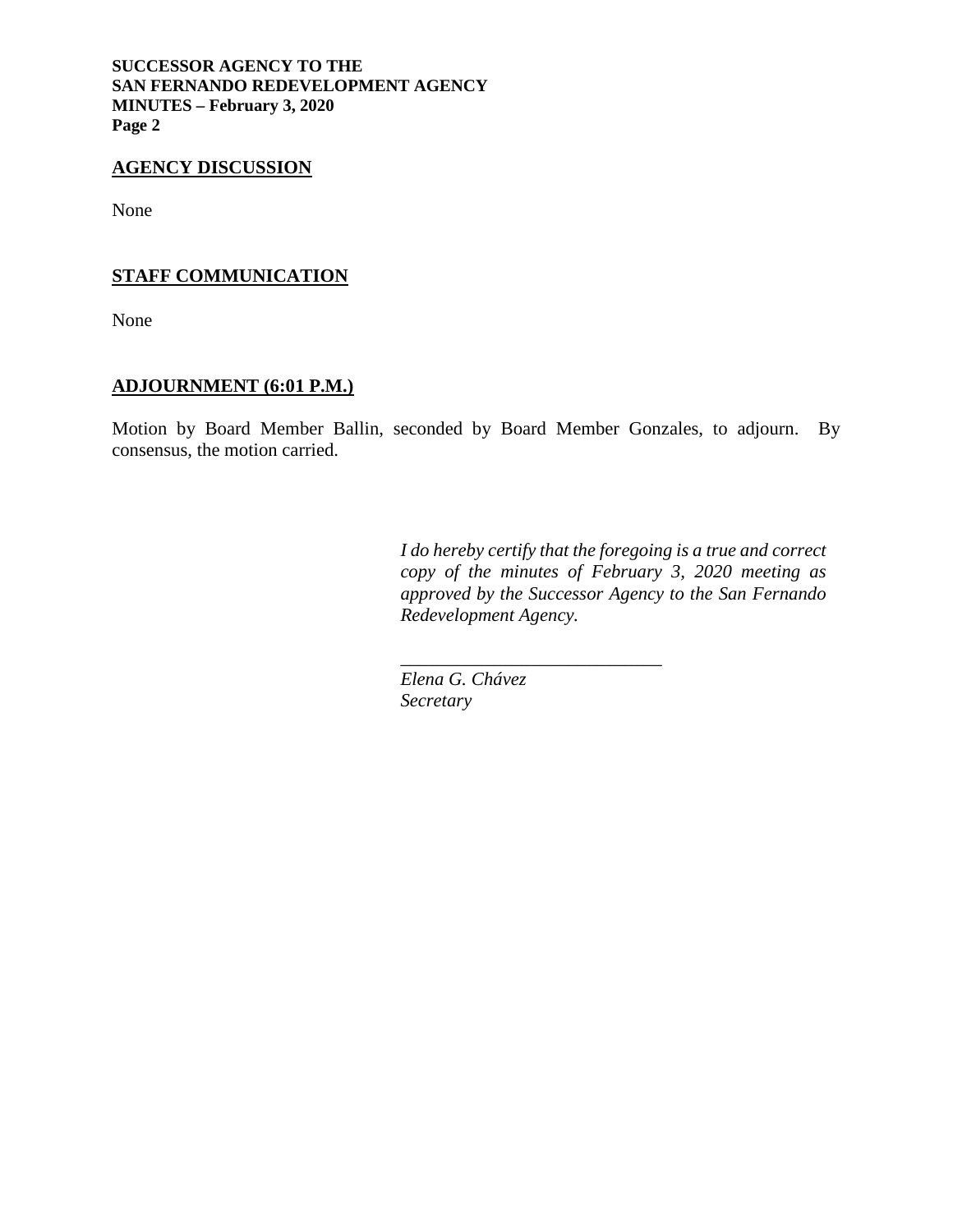## AGENCY DISCUSSION

None

## STAFF COMMUNICATION

None

## ADJOURNMENT (6:01 P.M.)

Motion by Board Member Ballin, seconded by Board Member Gonzales, to adjourn. By consensus, the motion carried.

*I do hereby certify that the foregoing is a true and correct copy of the minutes of February 3, 2020 meeting as approved by the Successor Agency to the San Fernando Redevelopment Agency.*

\_\_\_\_\_\_\_\_\_\_\_\_\_\_\_\_\_\_\_\_\_\_\_\_\_\_\_\_

*Elena G. Chávez*
*Secretary*